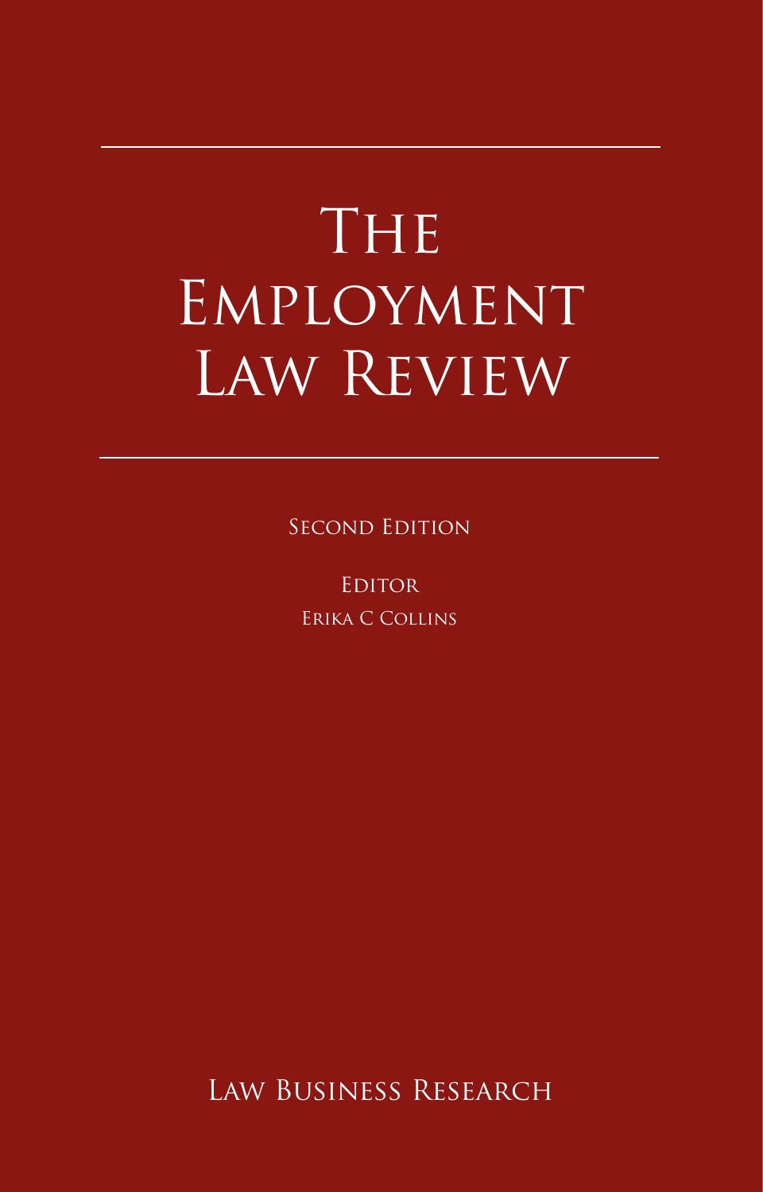# The Employment Law Review

Second Edition

Editor
Erika C Collins

Law Business Research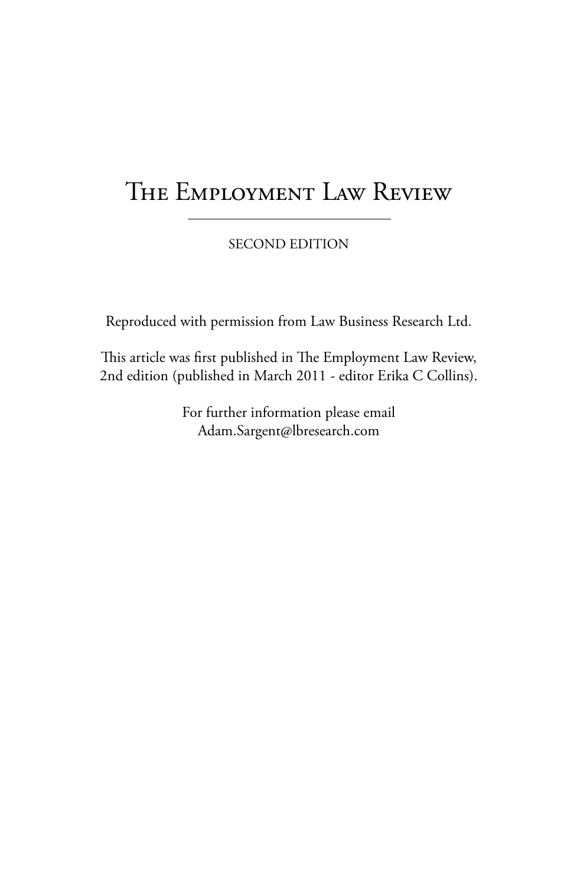# The Employment Law Review

SECOND EDITION

Reproduced with permission from Law Business Research Ltd.

This article was first published in The Employment Law Review, 2nd edition (published in March 2011 - editor Erika C Collins).

For further information please email Adam.Sargent@lbresearch.com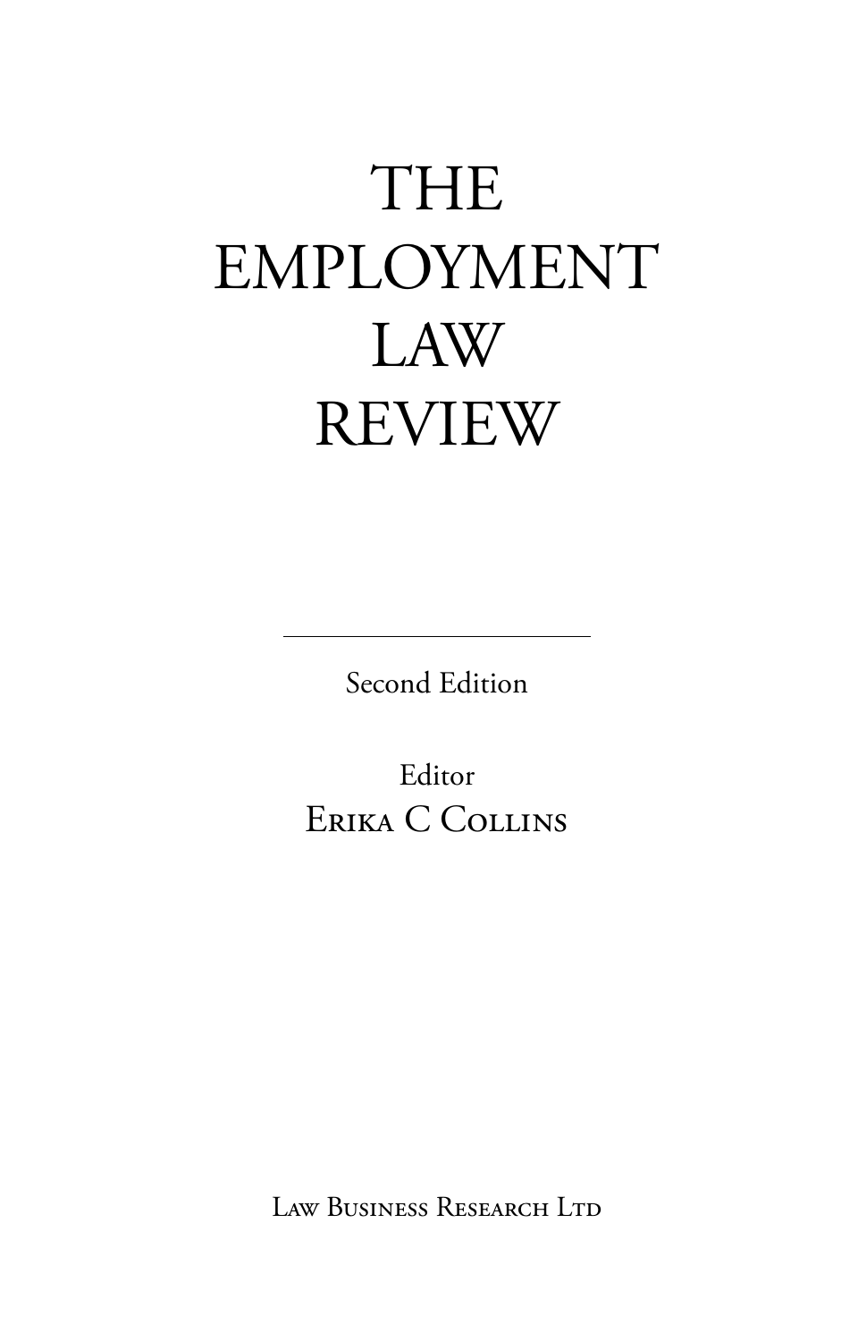# THE EMPLOYMENT LAW REVIEW

Second Edition

Editor
Erika C Collins

Law Business Research Ltd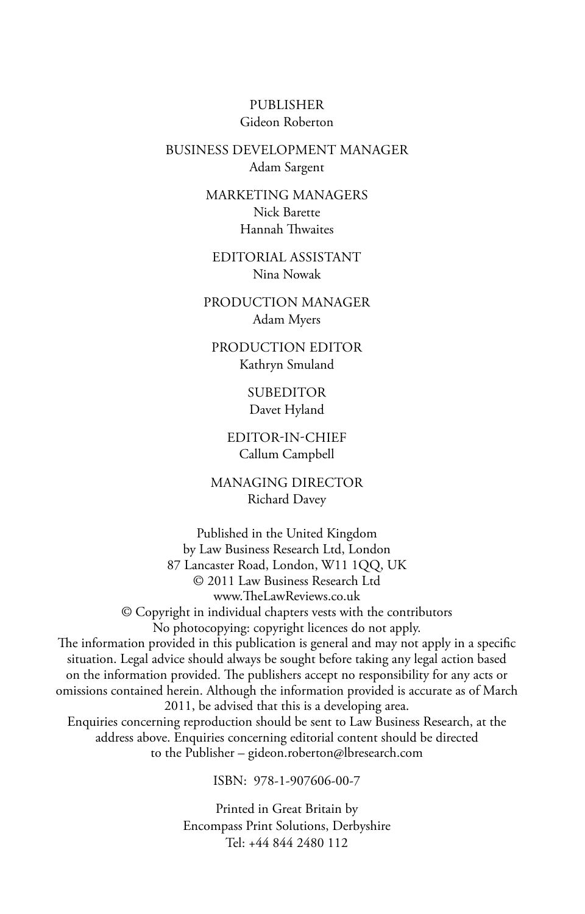PUBLISHER
Gideon Roberton

BUSINESS DEVELOPMENT MANAGER
Adam Sargent

MARKETING MANAGERS
Nick Barette
Hannah Thwaites

EDITORIAL ASSISTANT
Nina Nowak

PRODUCTION MANAGER
Adam Myers

PRODUCTION EDITOR
Kathryn Smuland

SUBEDITOR
Davet Hyland

EDITOR-IN-CHIEF
Callum Campbell

MANAGING DIRECTOR
Richard Davey

Published in the United Kingdom
by Law Business Research Ltd, London
87 Lancaster Road, London, W11 1QQ, UK
© 2011 Law Business Research Ltd
www.TheLawReviews.co.uk
© Copyright in individual chapters vests with the contributors
No photocopying: copyright licences do not apply.
The information provided in this publication is general and may not apply in a specific situation. Legal advice should always be sought before taking any legal action based on the information provided. The publishers accept no responsibility for any acts or omissions contained herein. Although the information provided is accurate as of March 2011, be advised that this is a developing area.
Enquiries concerning reproduction should be sent to Law Business Research, at the address above. Enquiries concerning editorial content should be directed to the Publisher – gideon.roberton@lbresearch.com

ISBN: 978-1-907606-00-7

Printed in Great Britain by
Encompass Print Solutions, Derbyshire
Tel: +44 844 2480 112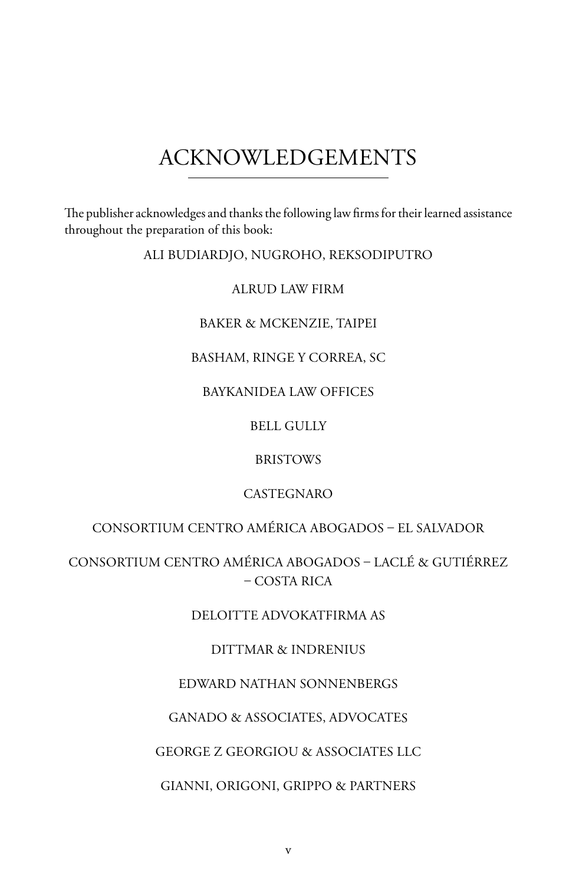# ACKNOWLEDGEMENTS

The publisher acknowledges and thanks the following law firms for their learned assistance throughout the preparation of this book:

ALI BUDIARDJO, NUGROHO, REKSODIPUTRO

ALRUD LAW FIRM

BAKER & MCKENZIE, TAIPEI

BASHAM, RINGE Y CORREA, SC

BAYKANIDEA LAW OFFICES

BELL GULLY

BRISTOWS

CASTEGNARO

CONSORTIUM CENTRO AMÉRICA ABOGADOS – EL SALVADOR

CONSORTIUM CENTRO AMÉRICA ABOGADOS – LACLÉ & GUTIÉRREZ – COSTA RICA

DELOITTE ADVOKATFIRMA AS

DITTMAR & INDRENIUS

EDWARD NATHAN SONNENBERGS

GANADO & ASSOCIATES, ADVOCATES

GEORGE Z GEORGIOU & ASSOCIATES LLC

GIANNI, ORIGONI, GRIPPO & PARTNERS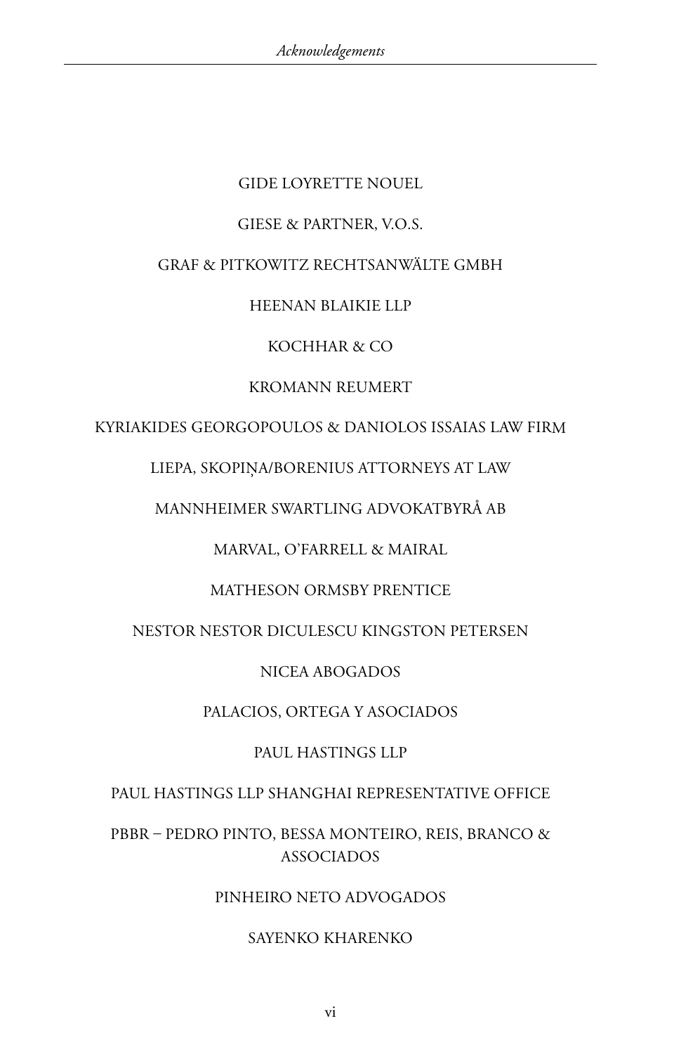GIDE LOYRETTE NOUEL

GIESE & PARTNER, V.O.S.

GRAF & PITKOWITZ RECHTSANWÄLTE GMBH

HEENAN BLAIKIE LLP

KOCHHAR & CO

KROMANN REUMERT

KYRIAKIDES GEORGOPOULOS & DANIOLOS ISSAIAS LAW FIRM

LIEPA, SKOPIŅA/BORENIUS ATTORNEYS AT LAW

MANNHEIMER SWARTLING ADVOKATBYRÅ AB

MARVAL, O'FARRELL & MAIRAL

MATHESON ORMSBY PRENTICE

NESTOR NESTOR DICULESCU KINGSTON PETERSEN

NICEA ABOGADOS

PALACIOS, ORTEGA Y ASOCIADOS

PAUL HASTINGS LLP

PAUL HASTINGS LLP SHANGHAI REPRESENTATIVE OFFICE

PBBR – PEDRO PINTO, BESSA MONTEIRO, REIS, BRANCO & ASSOCIADOS

PINHEIRO NETO ADVOGADOS

SAYENKO KHARENKO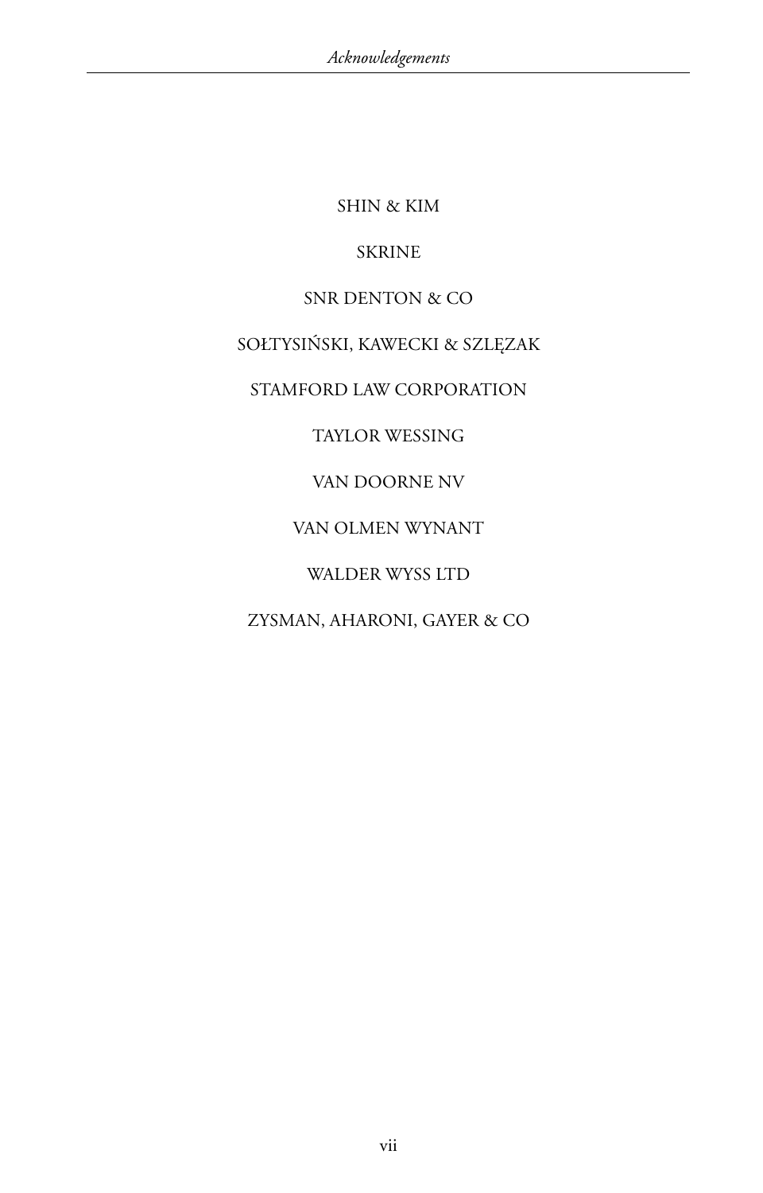SHIN & KIM

SKRINE

SNR DENTON & CO

SOŁTYSIŃSKI, KAWECKI & SZLĘZAK

STAMFORD LAW CORPORATION

TAYLOR WESSING

VAN DOORNE NV

VAN OLMEN WYNANT

WALDER WYSS LTD

ZYSMAN, AHARONI, GAYER & CO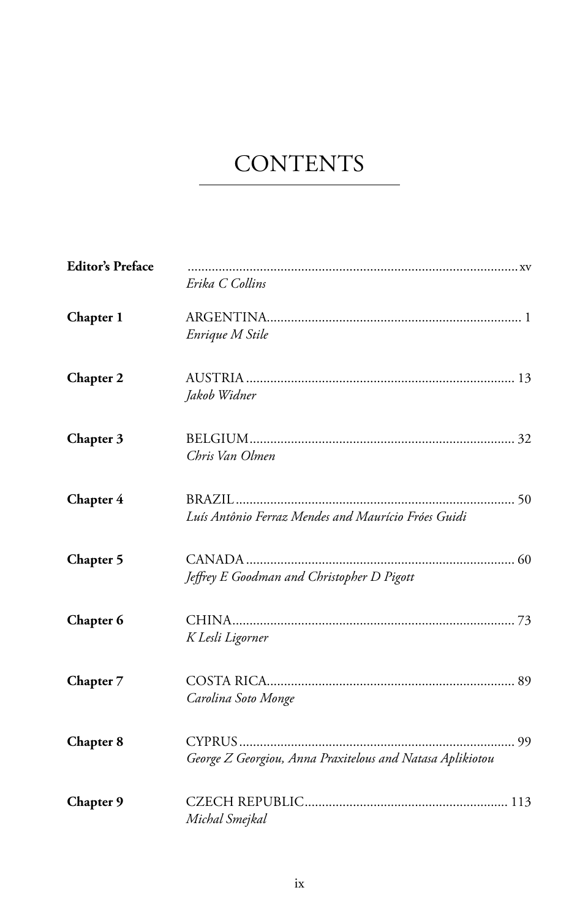# CONTENTS

**Editor's Preface** ............................................................ xv
*Erika C Collins*

**Chapter 1** ARGENTINA ............................................................ 1
*Enrique M Stile*

**Chapter 2** AUSTRIA ............................................................ 13
*Jakob Widner*

**Chapter 3** BELGIUM ............................................................ 32
*Chris Van Olmen*

**Chapter 4** BRAZIL ............................................................ 50
*Luís Antônio Ferraz Mendes and Maurício Fróes Guidi*

**Chapter 5** CANADA ............................................................ 60
*Jeffrey E Goodman and Christopher D Pigott*

**Chapter 6** CHINA ............................................................ 73
*K Lesli Ligorner*

**Chapter 7** COSTA RICA ............................................................ 89
*Carolina Soto Monge*

**Chapter 8** CYPRUS ............................................................ 99
*George Z Georgiou, Anna Praxitelous and Natasa Aplikiotou*

**Chapter 9** CZECH REPUBLIC ............................................................ 113
*Michal Smejkal*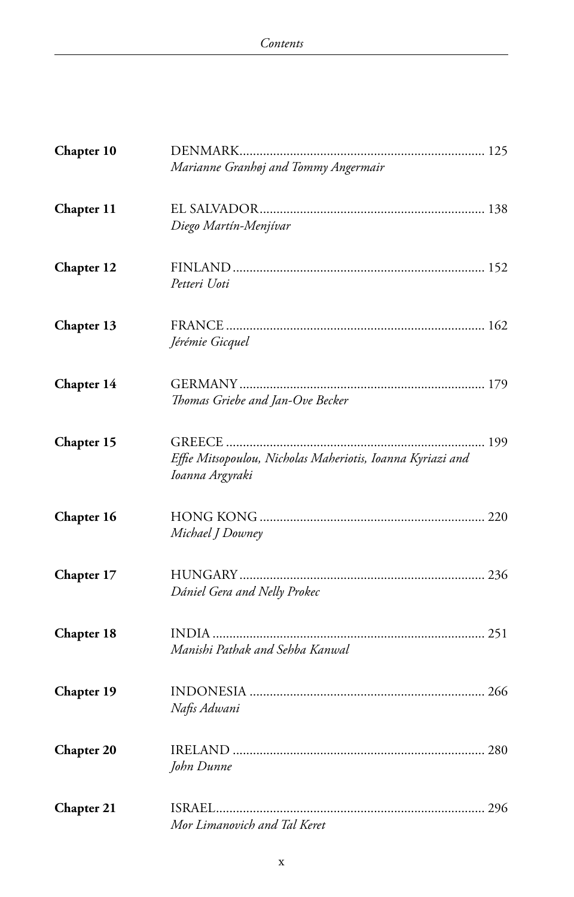**Chapter 10** DENMARK ........................................................................ 125
*Marianne Granhøj and Tommy Angermair*

**Chapter 11** EL SALVADOR .................................................................. 138
*Diego Martín-Menjívar*

**Chapter 12** FINLAND .......................................................................... 152
*Petteri Uoti*

**Chapter 13** FRANCE ............................................................................ 162
*Jérémie Gicquel*

**Chapter 14** GERMANY ........................................................................ 179
*Thomas Griebe and Jan-Ove Becker*

**Chapter 15** GREECE ............................................................................ 199
*Effie Mitsopoulou, Nicholas Maheriotis, Ioanna Kyriazi and Ioanna Argyraki*

**Chapter 16** HONG KONG .................................................................. 220
*Michael J Downey*

**Chapter 17** HUNGARY ........................................................................ 236
*Dániel Gera and Nelly Prokec*

**Chapter 18** INDIA ................................................................................ 251
*Manishi Pathak and Sehba Kanwal*

**Chapter 19** INDONESIA ...................................................................... 266
*Nafis Adwani*

**Chapter 20** IRELAND .......................................................................... 280
*John Dunne*

**Chapter 21** ISRAEL ............................................................................... 296
*Mor Limanovich and Tal Keret*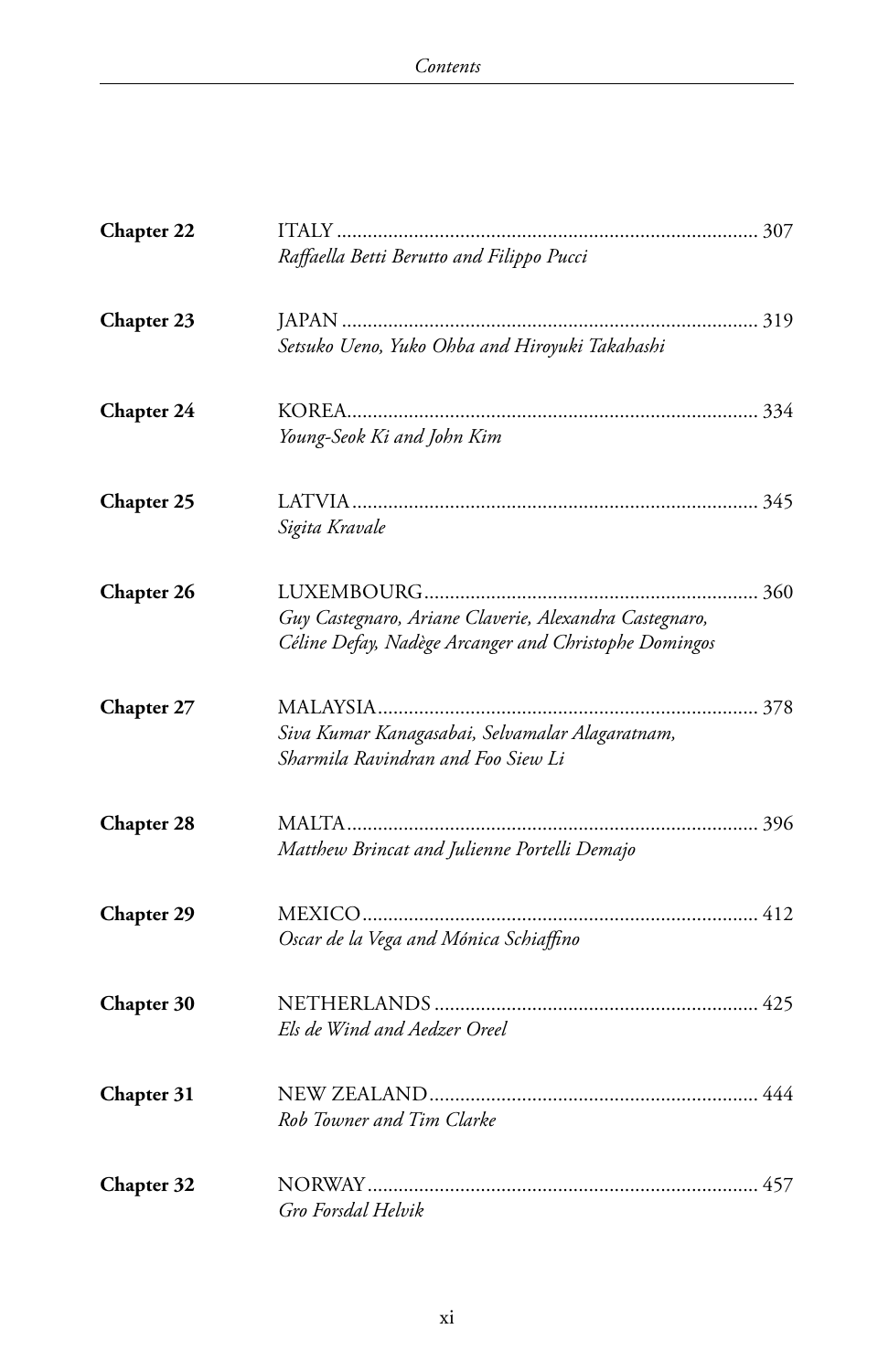| | | |
|---|---|---|
| **Chapter 22** | ITALY<br>*Raffaella Betti Berutto and Filippo Pucci* | 307 |
| **Chapter 23** | JAPAN<br>*Setsuko Ueno, Yuko Ohba and Hiroyuki Takahashi* | 319 |
| **Chapter 24** | KOREA<br>*Young-Seok Ki and John Kim* | 334 |
| **Chapter 25** | LATVIA<br>*Sigita Kravale* | 345 |
| **Chapter 26** | LUXEMBOURG<br>*Guy Castegnaro, Ariane Claverie, Alexandra Castegnaro, Céline Defay, Nadège Arcanger and Christophe Domingos* | 360 |
| **Chapter 27** | MALAYSIA<br>*Siva Kumar Kanagasabai, Selvamalar Alagaratnam, Sharmila Ravindran and Foo Siew Li* | 378 |
| **Chapter 28** | MALTA<br>*Matthew Brincat and Julienne Portelli Demajo* | 396 |
| **Chapter 29** | MEXICO<br>*Oscar de la Vega and Mónica Schiaffino* | 412 |
| **Chapter 30** | NETHERLANDS<br>*Els de Wind and Aedzer Oreel* | 425 |
| **Chapter 31** | NEW ZEALAND<br>*Rob Towner and Tim Clarke* | 444 |
| **Chapter 32** | NORWAY<br>*Gro Forsdal Helvik* | 457 |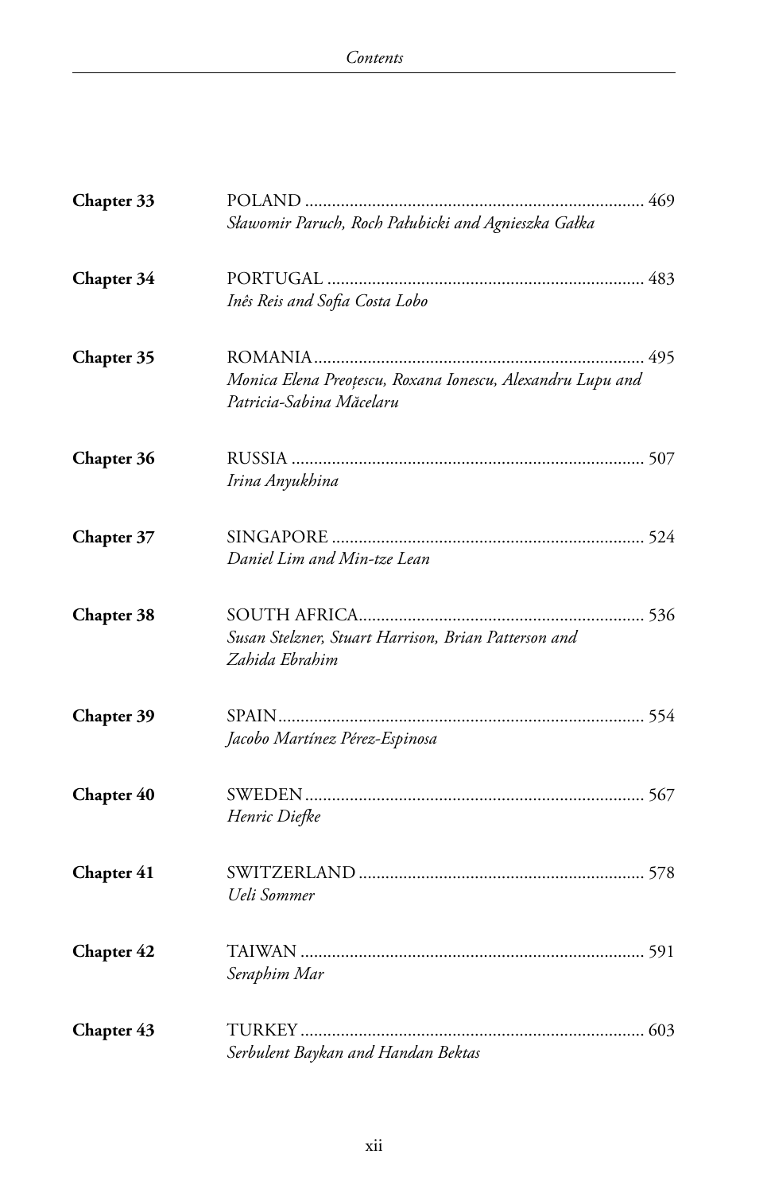| | | |
|---|---|---|
| **Chapter 33** | POLAND<br>*Sławomir Paruch, Roch Pałubicki and Agnieszka Gałka* | 469 |
| **Chapter 34** | PORTUGAL<br>*Inês Reis and Sofia Costa Lobo* | 483 |
| **Chapter 35** | ROMANIA<br>*Monica Elena Preoțescu, Roxana Ionescu, Alexandru Lupu and Patricia-Sabina Măcelaru* | 495 |
| **Chapter 36** | RUSSIA<br>*Irina Anyukhina* | 507 |
| **Chapter 37** | SINGAPORE<br>*Daniel Lim and Min-tze Lean* | 524 |
| **Chapter 38** | SOUTH AFRICA<br>*Susan Stelzner, Stuart Harrison, Brian Patterson and Zahida Ebrahim* | 536 |
| **Chapter 39** | SPAIN<br>*Jacobo Martínez Pérez-Espinosa* | 554 |
| **Chapter 40** | SWEDEN<br>*Henric Diefke* | 567 |
| **Chapter 41** | SWITZERLAND<br>*Ueli Sommer* | 578 |
| **Chapter 42** | TAIWAN<br>*Seraphim Mar* | 591 |
| **Chapter 43** | TURKEY<br>*Serbulent Baykan and Handan Bektas* | 603 |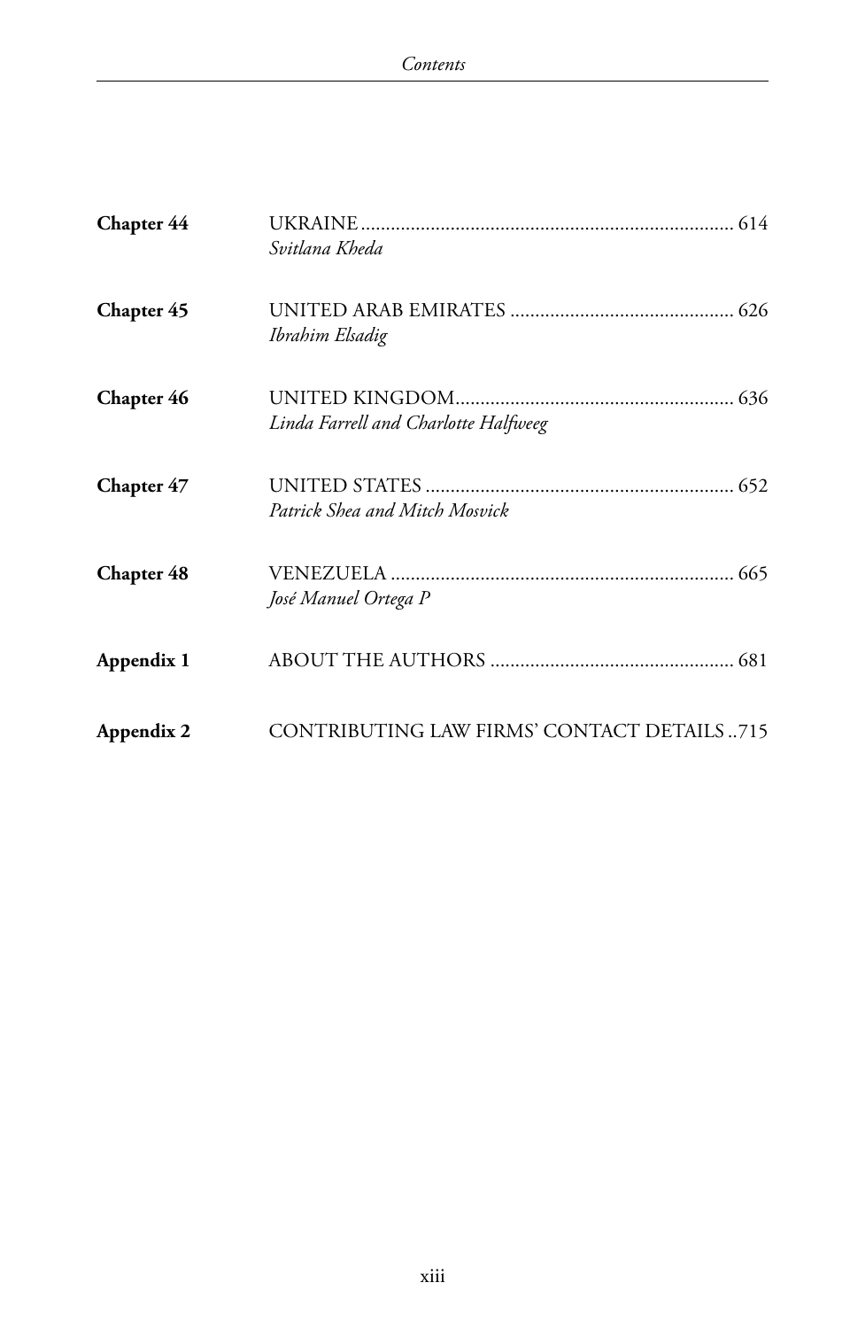**Chapter 44** UKRAINE ... 614
*Svitlana Kheda*

**Chapter 45** UNITED ARAB EMIRATES ... 626
*Ibrahim Elsadig*

**Chapter 46** UNITED KINGDOM ... 636
*Linda Farrell and Charlotte Halfweeg*

**Chapter 47** UNITED STATES ... 652
*Patrick Shea and Mitch Mosvick*

**Chapter 48** VENEZUELA ... 665
*José Manuel Ortega P*

**Appendix 1** ABOUT THE AUTHORS ... 681

**Appendix 2** CONTRIBUTING LAW FIRMS' CONTACT DETAILS ... 715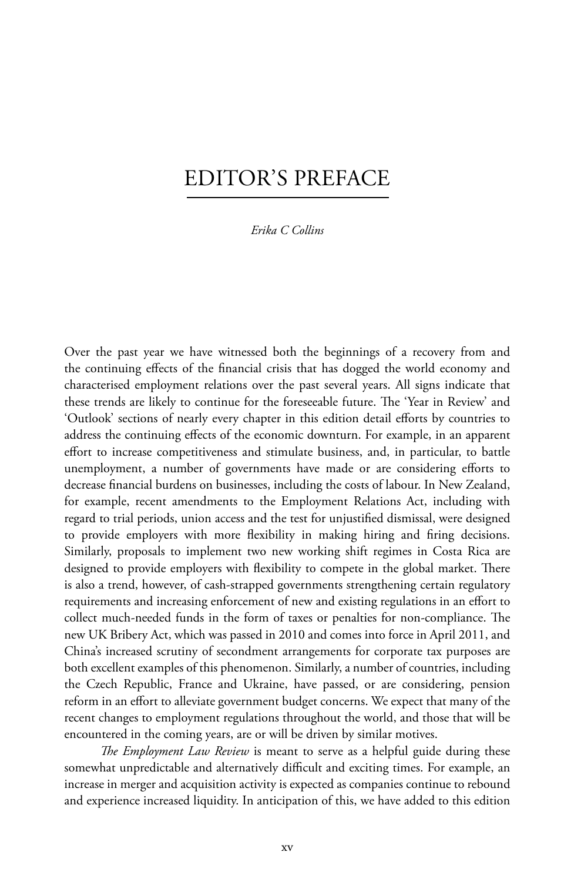# EDITOR'S PREFACE

*Erika C Collins*

Over the past year we have witnessed both the beginnings of a recovery from and the continuing effects of the financial crisis that has dogged the world economy and characterised employment relations over the past several years. All signs indicate that these trends are likely to continue for the foreseeable future. The 'Year in Review' and 'Outlook' sections of nearly every chapter in this edition detail efforts by countries to address the continuing effects of the economic downturn. For example, in an apparent effort to increase competitiveness and stimulate business, and, in particular, to battle unemployment, a number of governments have made or are considering efforts to decrease financial burdens on businesses, including the costs of labour. In New Zealand, for example, recent amendments to the Employment Relations Act, including with regard to trial periods, union access and the test for unjustified dismissal, were designed to provide employers with more flexibility in making hiring and firing decisions. Similarly, proposals to implement two new working shift regimes in Costa Rica are designed to provide employers with flexibility to compete in the global market. There is also a trend, however, of cash-strapped governments strengthening certain regulatory requirements and increasing enforcement of new and existing regulations in an effort to collect much-needed funds in the form of taxes or penalties for non-compliance. The new UK Bribery Act, which was passed in 2010 and comes into force in April 2011, and China's increased scrutiny of secondment arrangements for corporate tax purposes are both excellent examples of this phenomenon. Similarly, a number of countries, including the Czech Republic, France and Ukraine, have passed, or are considering, pension reform in an effort to alleviate government budget concerns. We expect that many of the recent changes to employment regulations throughout the world, and those that will be encountered in the coming years, are or will be driven by similar motives.

*The Employment Law Review* is meant to serve as a helpful guide during these somewhat unpredictable and alternatively difficult and exciting times. For example, an increase in merger and acquisition activity is expected as companies continue to rebound and experience increased liquidity. In anticipation of this, we have added to this edition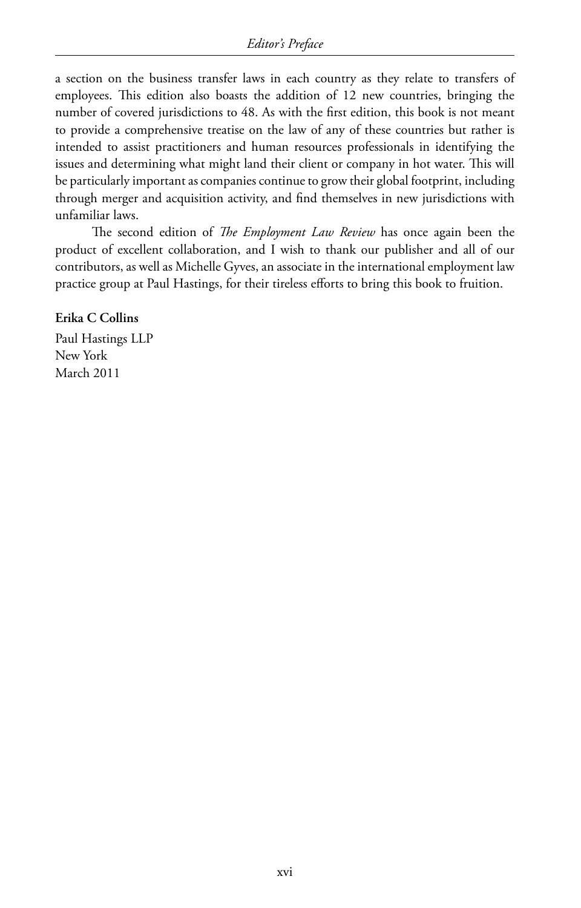a section on the business transfer laws in each country as they relate to transfers of employees. This edition also boasts the addition of 12 new countries, bringing the number of covered jurisdictions to 48. As with the first edition, this book is not meant to provide a comprehensive treatise on the law of any of these countries but rather is intended to assist practitioners and human resources professionals in identifying the issues and determining what might land their client or company in hot water. This will be particularly important as companies continue to grow their global footprint, including through merger and acquisition activity, and find themselves in new jurisdictions with unfamiliar laws.

The second edition of *The Employment Law Review* has once again been the product of excellent collaboration, and I wish to thank our publisher and all of our contributors, as well as Michelle Gyves, an associate in the international employment law practice group at Paul Hastings, for their tireless efforts to bring this book to fruition.

**Erika C Collins**
Paul Hastings LLP
New York
March 2011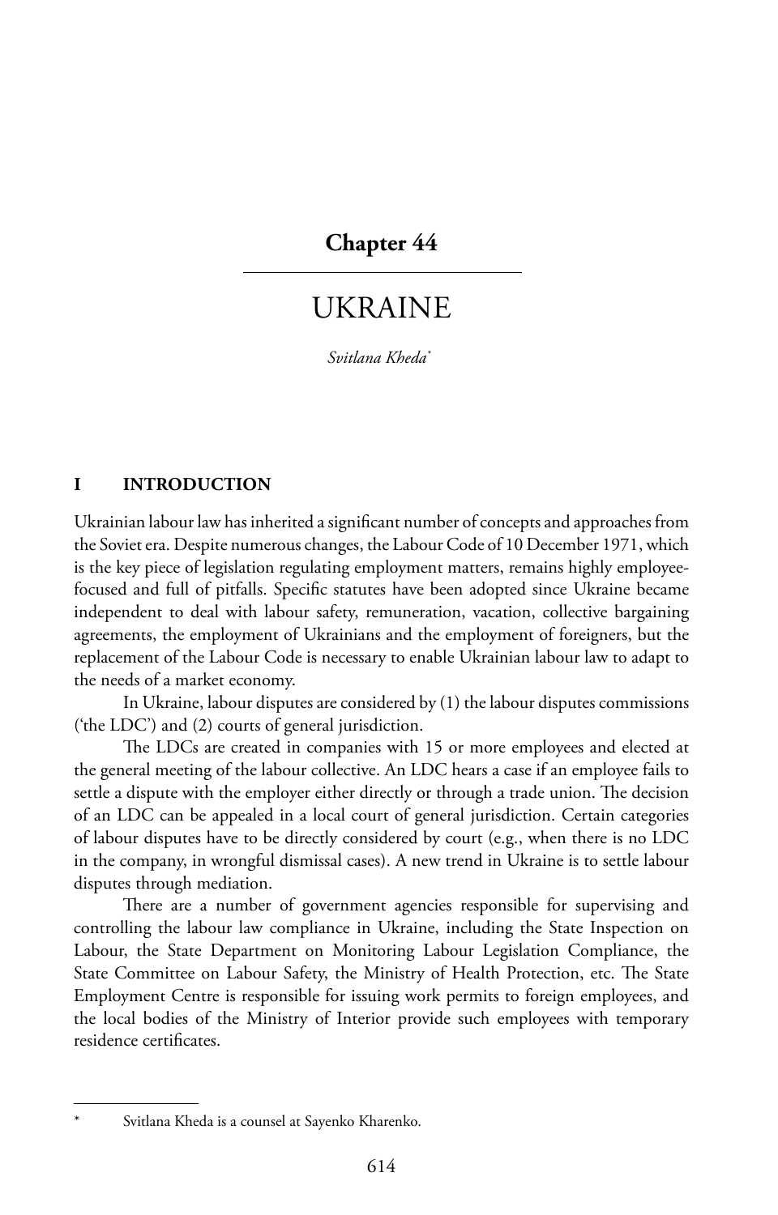# Chapter 44

## UKRAINE

*Svitlana Kheda*[*]

### I INTRODUCTION

Ukrainian labour law has inherited a significant number of concepts and approaches from the Soviet era. Despite numerous changes, the Labour Code of 10 December 1971, which is the key piece of legislation regulating employment matters, remains highly employee-focused and full of pitfalls. Specific statutes have been adopted since Ukraine became independent to deal with labour safety, remuneration, vacation, collective bargaining agreements, the employment of Ukrainians and the employment of foreigners, but the replacement of the Labour Code is necessary to enable Ukrainian labour law to adapt to the needs of a market economy.

In Ukraine, labour disputes are considered by (1) the labour disputes commissions ('the LDC') and (2) courts of general jurisdiction.

The LDCs are created in companies with 15 or more employees and elected at the general meeting of the labour collective. An LDC hears a case if an employee fails to settle a dispute with the employer either directly or through a trade union. The decision of an LDC can be appealed in a local court of general jurisdiction. Certain categories of labour disputes have to be directly considered by court (e.g., when there is no LDC in the company, in wrongful dismissal cases). A new trend in Ukraine is to settle labour disputes through mediation.

There are a number of government agencies responsible for supervising and controlling the labour law compliance in Ukraine, including the State Inspection on Labour, the State Department on Monitoring Labour Legislation Compliance, the State Committee on Labour Safety, the Ministry of Health Protection, etc. The State Employment Centre is responsible for issuing work permits to foreign employees, and the local bodies of the Ministry of Interior provide such employees with temporary residence certificates.

---

[*] Svitlana Kheda is a counsel at Sayenko Kharenko.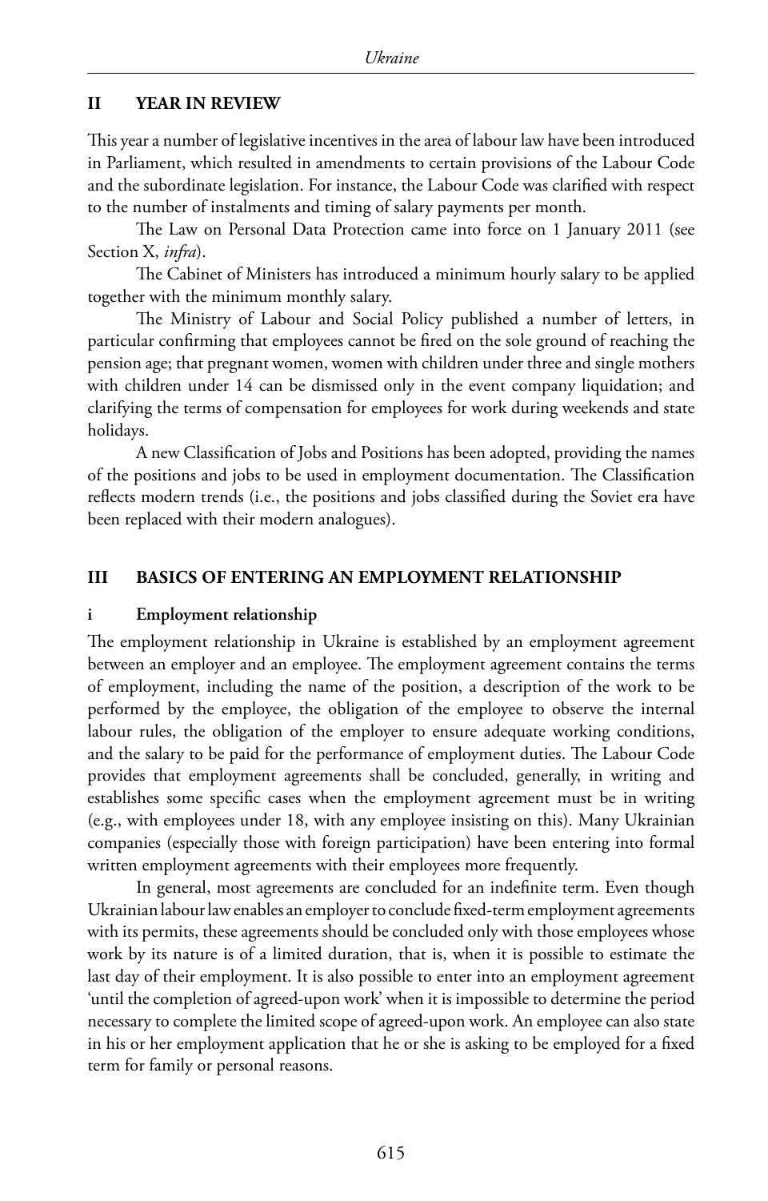## II YEAR IN REVIEW

This year a number of legislative incentives in the area of labour law have been introduced in Parliament, which resulted in amendments to certain provisions of the Labour Code and the subordinate legislation. For instance, the Labour Code was clarified with respect to the number of instalments and timing of salary payments per month.

The Law on Personal Data Protection came into force on 1 January 2011 (see Section X, *infra*).

The Cabinet of Ministers has introduced a minimum hourly salary to be applied together with the minimum monthly salary.

The Ministry of Labour and Social Policy published a number of letters, in particular confirming that employees cannot be fired on the sole ground of reaching the pension age; that pregnant women, women with children under three and single mothers with children under 14 can be dismissed only in the event company liquidation; and clarifying the terms of compensation for employees for work during weekends and state holidays.

A new Classification of Jobs and Positions has been adopted, providing the names of the positions and jobs to be used in employment documentation. The Classification reflects modern trends (i.e., the positions and jobs classified during the Soviet era have been replaced with their modern analogues).

## III BASICS OF ENTERING AN EMPLOYMENT RELATIONSHIP

### i Employment relationship

The employment relationship in Ukraine is established by an employment agreement between an employer and an employee. The employment agreement contains the terms of employment, including the name of the position, a description of the work to be performed by the employee, the obligation of the employee to observe the internal labour rules, the obligation of the employer to ensure adequate working conditions, and the salary to be paid for the performance of employment duties. The Labour Code provides that employment agreements shall be concluded, generally, in writing and establishes some specific cases when the employment agreement must be in writing (e.g., with employees under 18, with any employee insisting on this). Many Ukrainian companies (especially those with foreign participation) have been entering into formal written employment agreements with their employees more frequently.

In general, most agreements are concluded for an indefinite term. Even though Ukrainian labour law enables an employer to conclude fixed-term employment agreements with its permits, these agreements should be concluded only with those employees whose work by its nature is of a limited duration, that is, when it is possible to estimate the last day of their employment. It is also possible to enter into an employment agreement 'until the completion of agreed-upon work' when it is impossible to determine the period necessary to complete the limited scope of agreed-upon work. An employee can also state in his or her employment application that he or she is asking to be employed for a fixed term for family or personal reasons.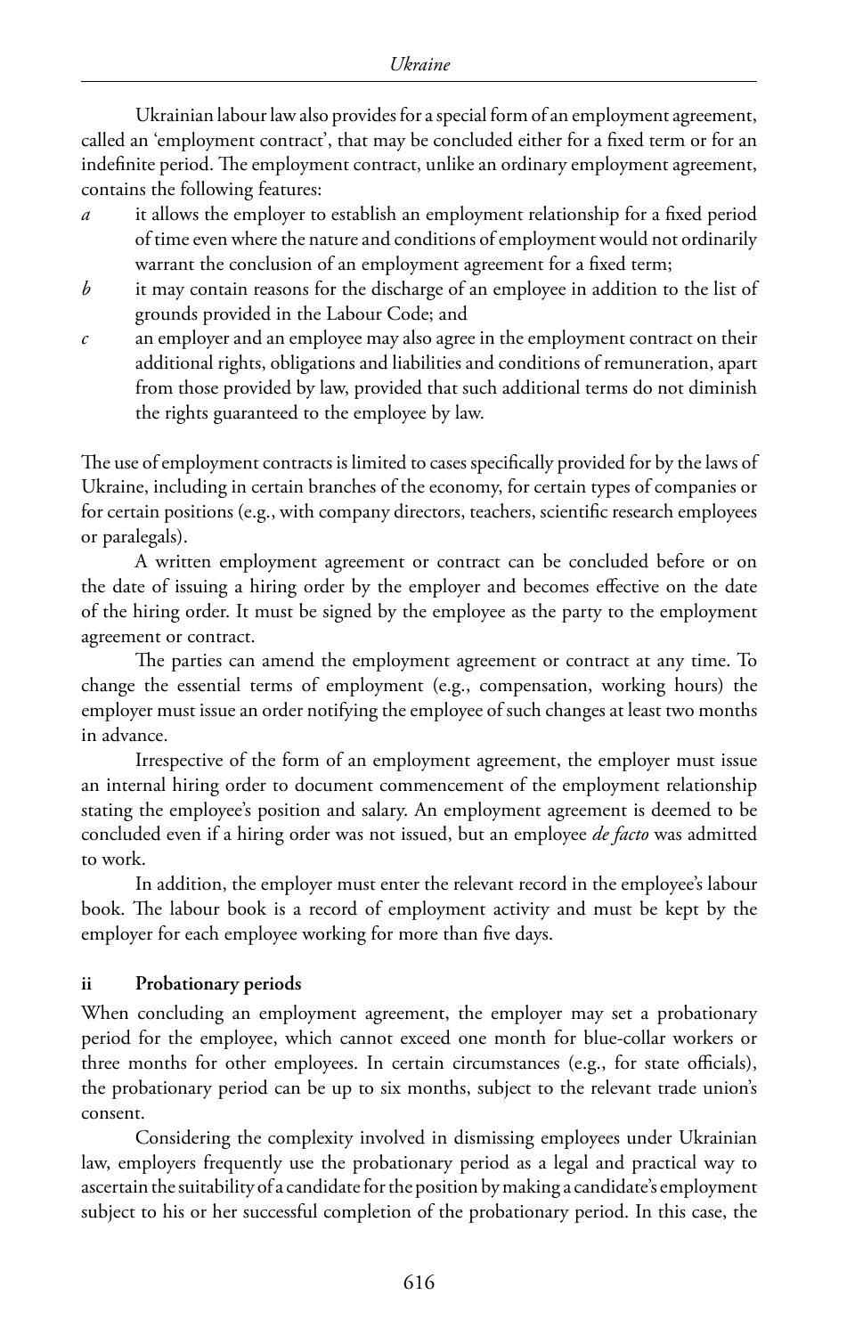Ukrainian labour law also provides for a special form of an employment agreement, called an 'employment contract', that may be concluded either for a fixed term or for an indefinite period. The employment contract, unlike an ordinary employment agreement, contains the following features:

- *a* it allows the employer to establish an employment relationship for a fixed period of time even where the nature and conditions of employment would not ordinarily warrant the conclusion of an employment agreement for a fixed term;
- *b* it may contain reasons for the discharge of an employee in addition to the list of grounds provided in the Labour Code; and
- *c* an employer and an employee may also agree in the employment contract on their additional rights, obligations and liabilities and conditions of remuneration, apart from those provided by law, provided that such additional terms do not diminish the rights guaranteed to the employee by law.

The use of employment contracts is limited to cases specifically provided for by the laws of Ukraine, including in certain branches of the economy, for certain types of companies or for certain positions (e.g., with company directors, teachers, scientific research employees or paralegals).

A written employment agreement or contract can be concluded before or on the date of issuing a hiring order by the employer and becomes effective on the date of the hiring order. It must be signed by the employee as the party to the employment agreement or contract.

The parties can amend the employment agreement or contract at any time. To change the essential terms of employment (e.g., compensation, working hours) the employer must issue an order notifying the employee of such changes at least two months in advance.

Irrespective of the form of an employment agreement, the employer must issue an internal hiring order to document commencement of the employment relationship stating the employee's position and salary. An employment agreement is deemed to be concluded even if a hiring order was not issued, but an employee *de facto* was admitted to work.

In addition, the employer must enter the relevant record in the employee's labour book. The labour book is a record of employment activity and must be kept by the employer for each employee working for more than five days.

### ii Probationary periods

When concluding an employment agreement, the employer may set a probationary period for the employee, which cannot exceed one month for blue-collar workers or three months for other employees. In certain circumstances (e.g., for state officials), the probationary period can be up to six months, subject to the relevant trade union's consent.

Considering the complexity involved in dismissing employees under Ukrainian law, employers frequently use the probationary period as a legal and practical way to ascertain the suitability of a candidate for the position by making a candidate's employment subject to his or her successful completion of the probationary period. In this case, the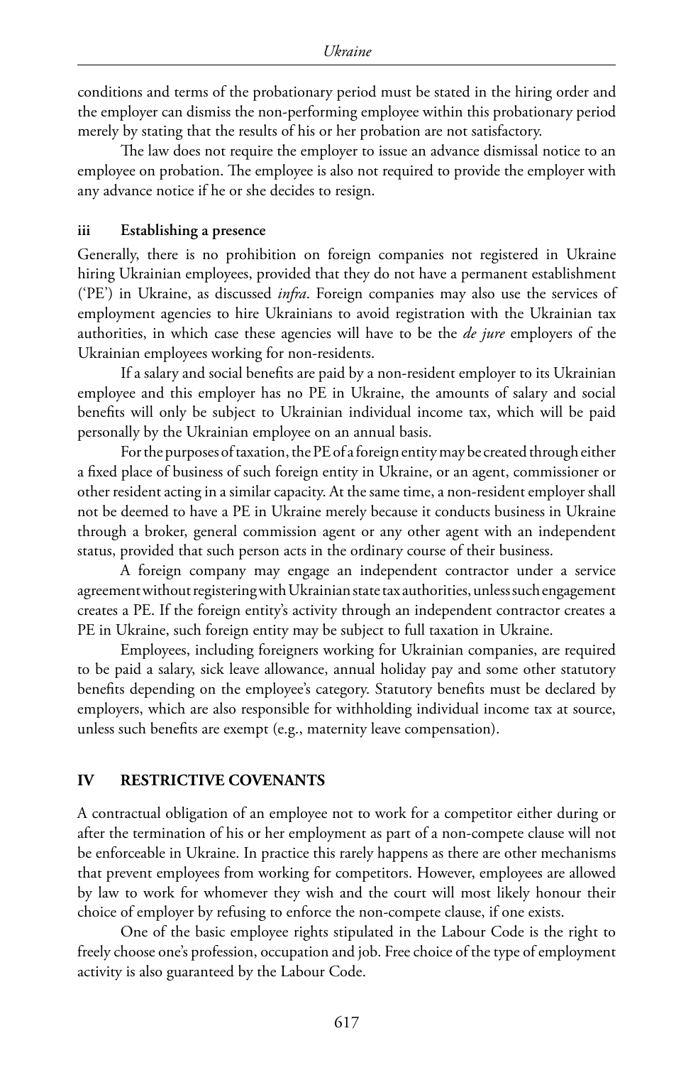conditions and terms of the probationary period must be stated in the hiring order and the employer can dismiss the non-performing employee within this probationary period merely by stating that the results of his or her probation are not satisfactory.

The law does not require the employer to issue an advance dismissal notice to an employee on probation. The employee is also not required to provide the employer with any advance notice if he or she decides to resign.

### iii Establishing a presence

Generally, there is no prohibition on foreign companies not registered in Ukraine hiring Ukrainian employees, provided that they do not have a permanent establishment ('PE') in Ukraine, as discussed *infra*. Foreign companies may also use the services of employment agencies to hire Ukrainians to avoid registration with the Ukrainian tax authorities, in which case these agencies will have to be the *de jure* employers of the Ukrainian employees working for non-residents.

If a salary and social benefits are paid by a non-resident employer to its Ukrainian employee and this employer has no PE in Ukraine, the amounts of salary and social benefits will only be subject to Ukrainian individual income tax, which will be paid personally by the Ukrainian employee on an annual basis.

For the purposes of taxation, the PE of a foreign entity may be created through either a fixed place of business of such foreign entity in Ukraine, or an agent, commissioner or other resident acting in a similar capacity. At the same time, a non-resident employer shall not be deemed to have a PE in Ukraine merely because it conducts business in Ukraine through a broker, general commission agent or any other agent with an independent status, provided that such person acts in the ordinary course of their business.

A foreign company may engage an independent contractor under a service agreement without registering with Ukrainian state tax authorities, unless such engagement creates a PE. If the foreign entity's activity through an independent contractor creates a PE in Ukraine, such foreign entity may be subject to full taxation in Ukraine.

Employees, including foreigners working for Ukrainian companies, are required to be paid a salary, sick leave allowance, annual holiday pay and some other statutory benefits depending on the employee's category. Statutory benefits must be declared by employers, which are also responsible for withholding individual income tax at source, unless such benefits are exempt (e.g., maternity leave compensation).

## IV RESTRICTIVE COVENANTS

A contractual obligation of an employee not to work for a competitor either during or after the termination of his or her employment as part of a non-compete clause will not be enforceable in Ukraine. In practice this rarely happens as there are other mechanisms that prevent employees from working for competitors. However, employees are allowed by law to work for whomever they wish and the court will most likely honour their choice of employer by refusing to enforce the non-compete clause, if one exists.

One of the basic employee rights stipulated in the Labour Code is the right to freely choose one's profession, occupation and job. Free choice of the type of employment activity is also guaranteed by the Labour Code.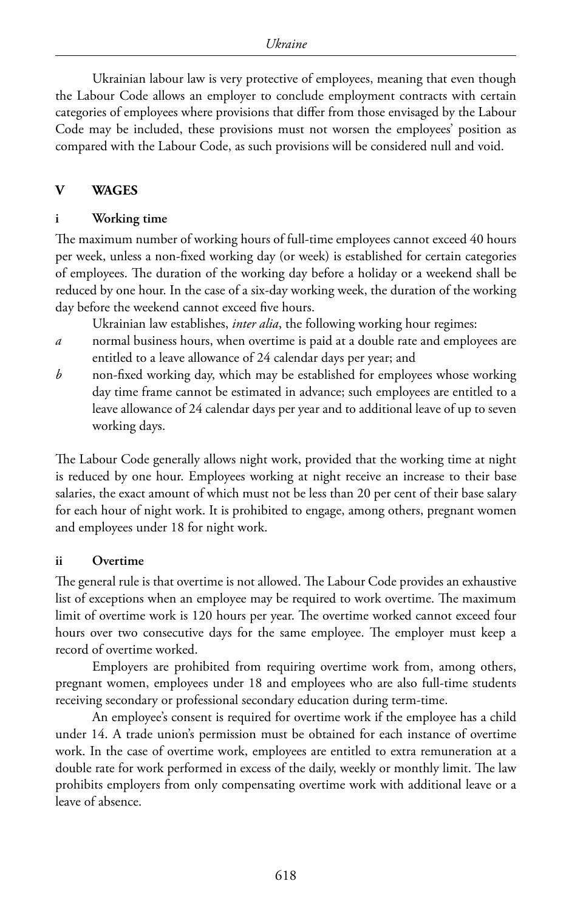Ukrainian labour law is very protective of employees, meaning that even though the Labour Code allows an employer to conclude employment contracts with certain categories of employees where provisions that differ from those envisaged by the Labour Code may be included, these provisions must not worsen the employees' position as compared with the Labour Code, as such provisions will be considered null and void.

## V WAGES

### i Working time

The maximum number of working hours of full-time employees cannot exceed 40 hours per week, unless a non-fixed working day (or week) is established for certain categories of employees. The duration of the working day before a holiday or a weekend shall be reduced by one hour. In the case of a six-day working week, the duration of the working day before the weekend cannot exceed five hours.

Ukrainian law establishes, *inter alia*, the following working hour regimes:

*a* normal business hours, when overtime is paid at a double rate and employees are entitled to a leave allowance of 24 calendar days per year; and

*b* non-fixed working day, which may be established for employees whose working day time frame cannot be estimated in advance; such employees are entitled to a leave allowance of 24 calendar days per year and to additional leave of up to seven working days.

The Labour Code generally allows night work, provided that the working time at night is reduced by one hour. Employees working at night receive an increase to their base salaries, the exact amount of which must not be less than 20 per cent of their base salary for each hour of night work. It is prohibited to engage, among others, pregnant women and employees under 18 for night work.

### ii Overtime

The general rule is that overtime is not allowed. The Labour Code provides an exhaustive list of exceptions when an employee may be required to work overtime. The maximum limit of overtime work is 120 hours per year. The overtime worked cannot exceed four hours over two consecutive days for the same employee. The employer must keep a record of overtime worked.

Employers are prohibited from requiring overtime work from, among others, pregnant women, employees under 18 and employees who are also full-time students receiving secondary or professional secondary education during term-time.

An employee's consent is required for overtime work if the employee has a child under 14. A trade union's permission must be obtained for each instance of overtime work. In the case of overtime work, employees are entitled to extra remuneration at a double rate for work performed in excess of the daily, weekly or monthly limit. The law prohibits employers from only compensating overtime work with additional leave or a leave of absence.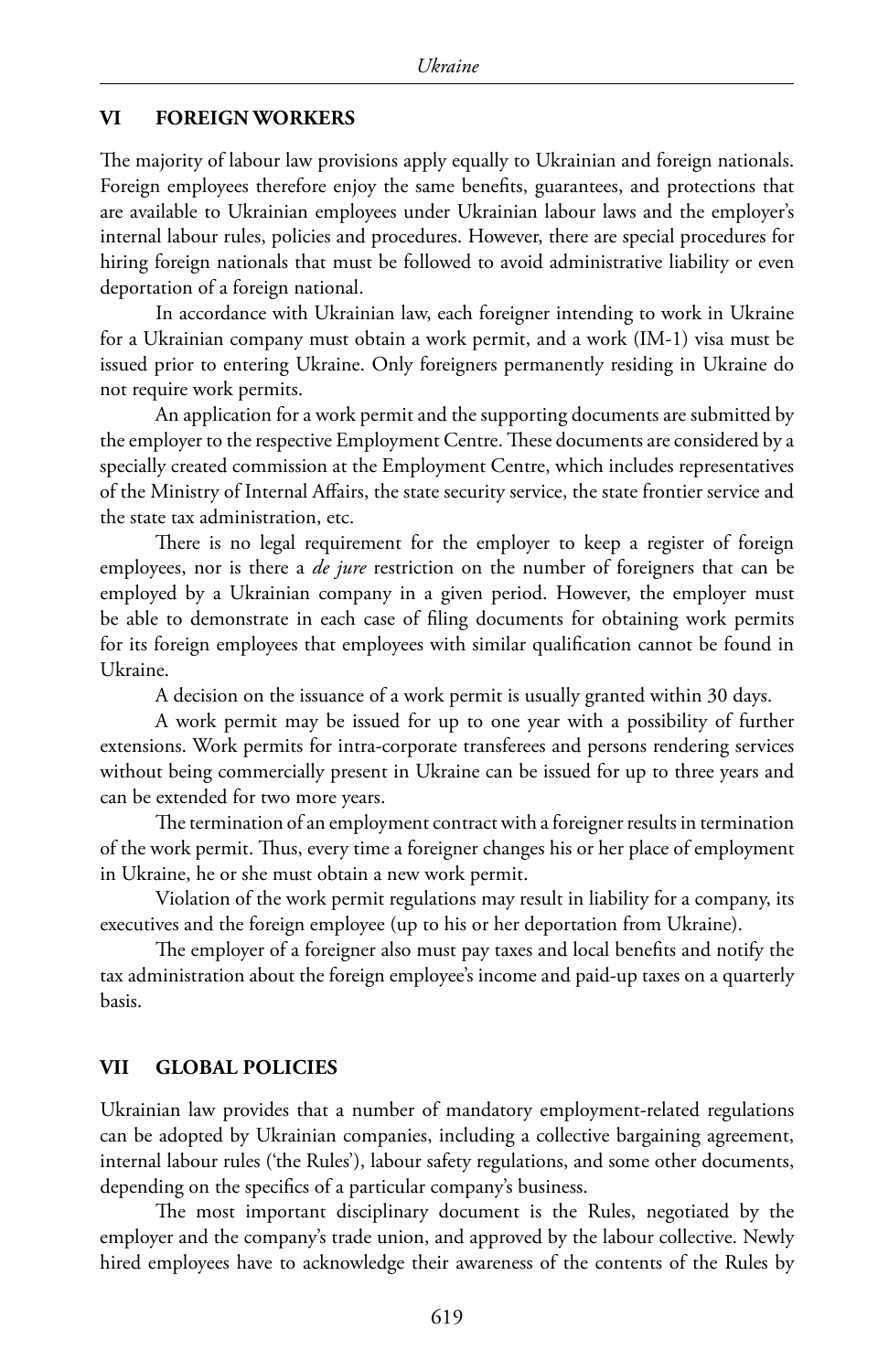## VI FOREIGN WORKERS

The majority of labour law provisions apply equally to Ukrainian and foreign nationals. Foreign employees therefore enjoy the same benefits, guarantees, and protections that are available to Ukrainian employees under Ukrainian labour laws and the employer's internal labour rules, policies and procedures. However, there are special procedures for hiring foreign nationals that must be followed to avoid administrative liability or even deportation of a foreign national.

In accordance with Ukrainian law, each foreigner intending to work in Ukraine for a Ukrainian company must obtain a work permit, and a work (IM-1) visa must be issued prior to entering Ukraine. Only foreigners permanently residing in Ukraine do not require work permits.

An application for a work permit and the supporting documents are submitted by the employer to the respective Employment Centre. These documents are considered by a specially created commission at the Employment Centre, which includes representatives of the Ministry of Internal Affairs, the state security service, the state frontier service and the state tax administration, etc.

There is no legal requirement for the employer to keep a register of foreign employees, nor is there a *de jure* restriction on the number of foreigners that can be employed by a Ukrainian company in a given period. However, the employer must be able to demonstrate in each case of filing documents for obtaining work permits for its foreign employees that employees with similar qualification cannot be found in Ukraine.

A decision on the issuance of a work permit is usually granted within 30 days.

A work permit may be issued for up to one year with a possibility of further extensions. Work permits for intra-corporate transferees and persons rendering services without being commercially present in Ukraine can be issued for up to three years and can be extended for two more years.

The termination of an employment contract with a foreigner results in termination of the work permit. Thus, every time a foreigner changes his or her place of employment in Ukraine, he or she must obtain a new work permit.

Violation of the work permit regulations may result in liability for a company, its executives and the foreign employee (up to his or her deportation from Ukraine).

The employer of a foreigner also must pay taxes and local benefits and notify the tax administration about the foreign employee's income and paid-up taxes on a quarterly basis.

## VII GLOBAL POLICIES

Ukrainian law provides that a number of mandatory employment-related regulations can be adopted by Ukrainian companies, including a collective bargaining agreement, internal labour rules ('the Rules'), labour safety regulations, and some other documents, depending on the specifics of a particular company's business.

The most important disciplinary document is the Rules, negotiated by the employer and the company's trade union, and approved by the labour collective. Newly hired employees have to acknowledge their awareness of the contents of the Rules by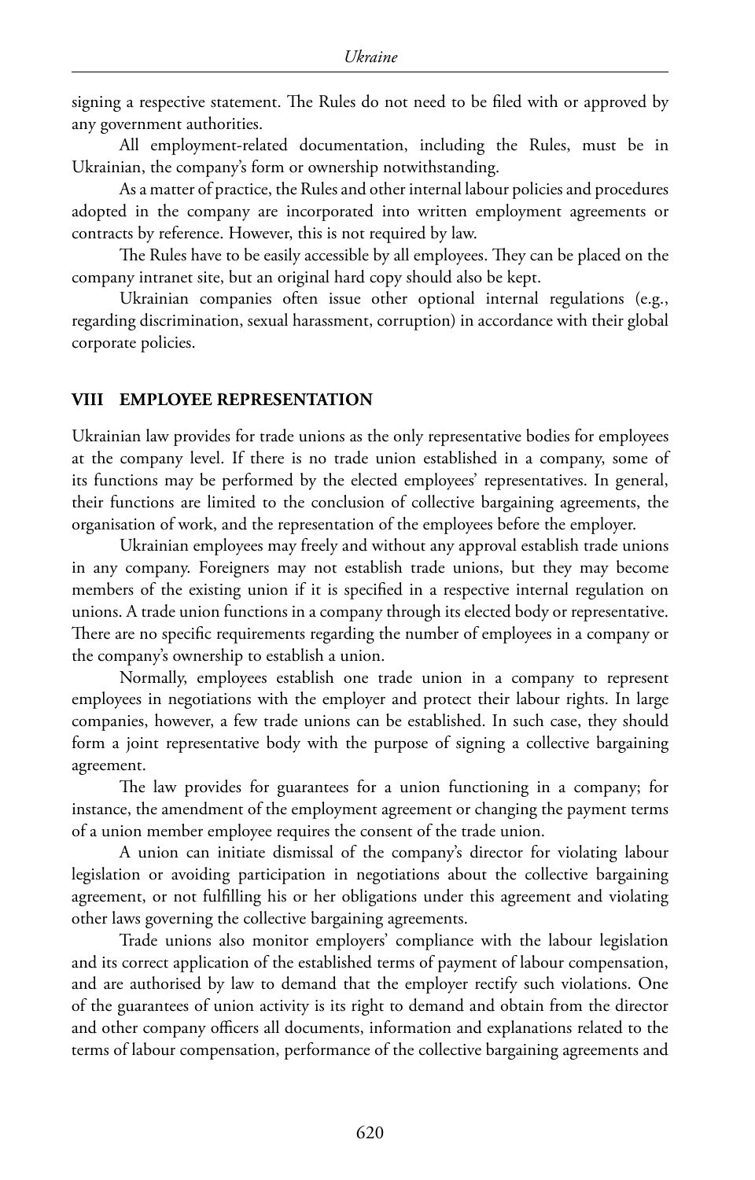signing a respective statement. The Rules do not need to be filed with or approved by any government authorities.

All employment-related documentation, including the Rules, must be in Ukrainian, the company's form or ownership notwithstanding.

As a matter of practice, the Rules and other internal labour policies and procedures adopted in the company are incorporated into written employment agreements or contracts by reference. However, this is not required by law.

The Rules have to be easily accessible by all employees. They can be placed on the company intranet site, but an original hard copy should also be kept.

Ukrainian companies often issue other optional internal regulations (e.g., regarding discrimination, sexual harassment, corruption) in accordance with their global corporate policies.

## VIII EMPLOYEE REPRESENTATION

Ukrainian law provides for trade unions as the only representative bodies for employees at the company level. If there is no trade union established in a company, some of its functions may be performed by the elected employees' representatives. In general, their functions are limited to the conclusion of collective bargaining agreements, the organisation of work, and the representation of the employees before the employer.

Ukrainian employees may freely and without any approval establish trade unions in any company. Foreigners may not establish trade unions, but they may become members of the existing union if it is specified in a respective internal regulation on unions. A trade union functions in a company through its elected body or representative. There are no specific requirements regarding the number of employees in a company or the company's ownership to establish a union.

Normally, employees establish one trade union in a company to represent employees in negotiations with the employer and protect their labour rights. In large companies, however, a few trade unions can be established. In such case, they should form a joint representative body with the purpose of signing a collective bargaining agreement.

The law provides for guarantees for a union functioning in a company; for instance, the amendment of the employment agreement or changing the payment terms of a union member employee requires the consent of the trade union.

A union can initiate dismissal of the company's director for violating labour legislation or avoiding participation in negotiations about the collective bargaining agreement, or not fulfilling his or her obligations under this agreement and violating other laws governing the collective bargaining agreements.

Trade unions also monitor employers' compliance with the labour legislation and its correct application of the established terms of payment of labour compensation, and are authorised by law to demand that the employer rectify such violations. One of the guarantees of union activity is its right to demand and obtain from the director and other company officers all documents, information and explanations related to the terms of labour compensation, performance of the collective bargaining agreements and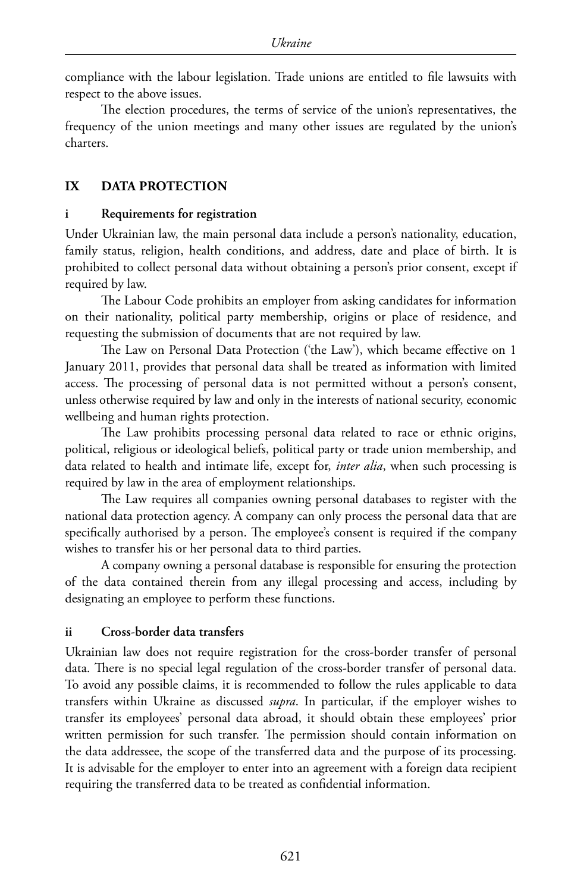compliance with the labour legislation. Trade unions are entitled to file lawsuits with respect to the above issues.

The election procedures, the terms of service of the union's representatives, the frequency of the union meetings and many other issues are regulated by the union's charters.

## IX DATA PROTECTION

### i Requirements for registration

Under Ukrainian law, the main personal data include a person's nationality, education, family status, religion, health conditions, and address, date and place of birth. It is prohibited to collect personal data without obtaining a person's prior consent, except if required by law.

The Labour Code prohibits an employer from asking candidates for information on their nationality, political party membership, origins or place of residence, and requesting the submission of documents that are not required by law.

The Law on Personal Data Protection ('the Law'), which became effective on 1 January 2011, provides that personal data shall be treated as information with limited access. The processing of personal data is not permitted without a person's consent, unless otherwise required by law and only in the interests of national security, economic wellbeing and human rights protection.

The Law prohibits processing personal data related to race or ethnic origins, political, religious or ideological beliefs, political party or trade union membership, and data related to health and intimate life, except for, *inter alia*, when such processing is required by law in the area of employment relationships.

The Law requires all companies owning personal databases to register with the national data protection agency. A company can only process the personal data that are specifically authorised by a person. The employee's consent is required if the company wishes to transfer his or her personal data to third parties.

A company owning a personal database is responsible for ensuring the protection of the data contained therein from any illegal processing and access, including by designating an employee to perform these functions.

### ii Cross-border data transfers

Ukrainian law does not require registration for the cross-border transfer of personal data. There is no special legal regulation of the cross-border transfer of personal data. To avoid any possible claims, it is recommended to follow the rules applicable to data transfers within Ukraine as discussed *supra*. In particular, if the employer wishes to transfer its employees' personal data abroad, it should obtain these employees' prior written permission for such transfer. The permission should contain information on the data addressee, the scope of the transferred data and the purpose of its processing. It is advisable for the employer to enter into an agreement with a foreign data recipient requiring the transferred data to be treated as confidential information.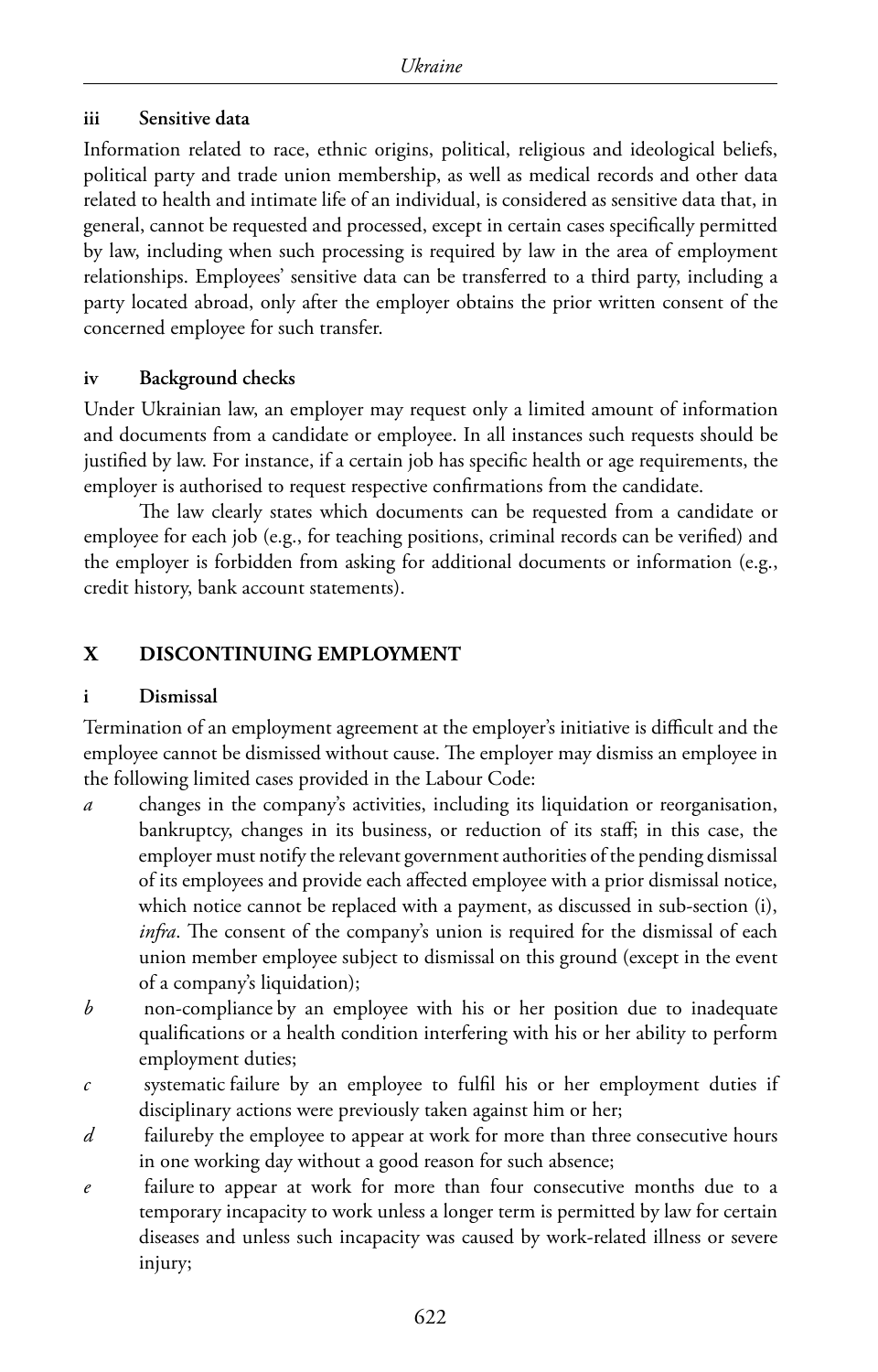#### iii Sensitive data

Information related to race, ethnic origins, political, religious and ideological beliefs, political party and trade union membership, as well as medical records and other data related to health and intimate life of an individual, is considered as sensitive data that, in general, cannot be requested and processed, except in certain cases specifically permitted by law, including when such processing is required by law in the area of employment relationships. Employees' sensitive data can be transferred to a third party, including a party located abroad, only after the employer obtains the prior written consent of the concerned employee for such transfer.

#### iv Background checks

Under Ukrainian law, an employer may request only a limited amount of information and documents from a candidate or employee. In all instances such requests should be justified by law. For instance, if a certain job has specific health or age requirements, the employer is authorised to request respective confirmations from the candidate.

The law clearly states which documents can be requested from a candidate or employee for each job (e.g., for teaching positions, criminal records can be verified) and the employer is forbidden from asking for additional documents or information (e.g., credit history, bank account statements).

## X DISCONTINUING EMPLOYMENT

#### i Dismissal

Termination of an employment agreement at the employer's initiative is difficult and the employee cannot be dismissed without cause. The employer may dismiss an employee in the following limited cases provided in the Labour Code:

*a* changes in the company's activities, including its liquidation or reorganisation, bankruptcy, changes in its business, or reduction of its staff; in this case, the employer must notify the relevant government authorities of the pending dismissal of its employees and provide each affected employee with a prior dismissal notice, which notice cannot be replaced with a payment, as discussed in sub-section (i), *infra*. The consent of the company's union is required for the dismissal of each union member employee subject to dismissal on this ground (except in the event of a company's liquidation);

*b* non-compliance by an employee with his or her position due to inadequate qualifications or a health condition interfering with his or her ability to perform employment duties;

*c* systematic failure by an employee to fulfil his or her employment duties if disciplinary actions were previously taken against him or her;

*d* failureby the employee to appear at work for more than three consecutive hours in one working day without a good reason for such absence;

*e* failure to appear at work for more than four consecutive months due to a temporary incapacity to work unless a longer term is permitted by law for certain diseases and unless such incapacity was caused by work-related illness or severe injury;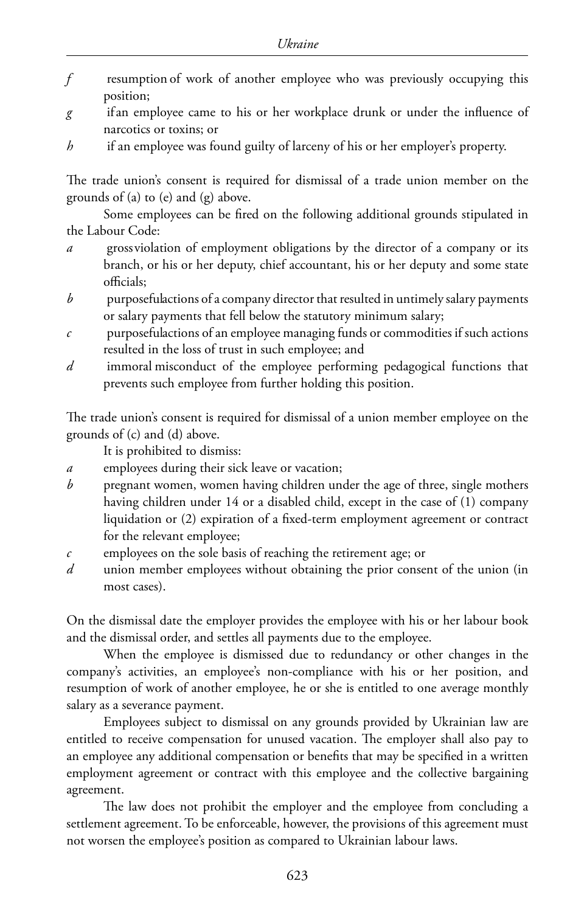*f* resumption of work of another employee who was previously occupying this position;

*g* if an employee came to his or her workplace drunk or under the influence of narcotics or toxins; or

*h* if an employee was found guilty of larceny of his or her employer's property.

The trade union's consent is required for dismissal of a trade union member on the grounds of (a) to (e) and (g) above.

Some employees can be fired on the following additional grounds stipulated in the Labour Code:

*a* gross violation of employment obligations by the director of a company or its branch, or his or her deputy, chief accountant, his or her deputy and some state officials;

*b* purposeful actions of a company director that resulted in untimely salary payments or salary payments that fell below the statutory minimum salary;

*c* purposeful actions of an employee managing funds or commodities if such actions resulted in the loss of trust in such employee; and

*d* immoral misconduct of the employee performing pedagogical functions that prevents such employee from further holding this position.

The trade union's consent is required for dismissal of a union member employee on the grounds of (c) and (d) above.

It is prohibited to dismiss:

*a* employees during their sick leave or vacation;

*b* pregnant women, women having children under the age of three, single mothers having children under 14 or a disabled child, except in the case of (1) company liquidation or (2) expiration of a fixed-term employment agreement or contract for the relevant employee;

*c* employees on the sole basis of reaching the retirement age; or

*d* union member employees without obtaining the prior consent of the union (in most cases).

On the dismissal date the employer provides the employee with his or her labour book and the dismissal order, and settles all payments due to the employee.

When the employee is dismissed due to redundancy or other changes in the company's activities, an employee's non-compliance with his or her position, and resumption of work of another employee, he or she is entitled to one average monthly salary as a severance payment.

Employees subject to dismissal on any grounds provided by Ukrainian law are entitled to receive compensation for unused vacation. The employer shall also pay to an employee any additional compensation or benefits that may be specified in a written employment agreement or contract with this employee and the collective bargaining agreement.

The law does not prohibit the employer and the employee from concluding a settlement agreement. To be enforceable, however, the provisions of this agreement must not worsen the employee's position as compared to Ukrainian labour laws.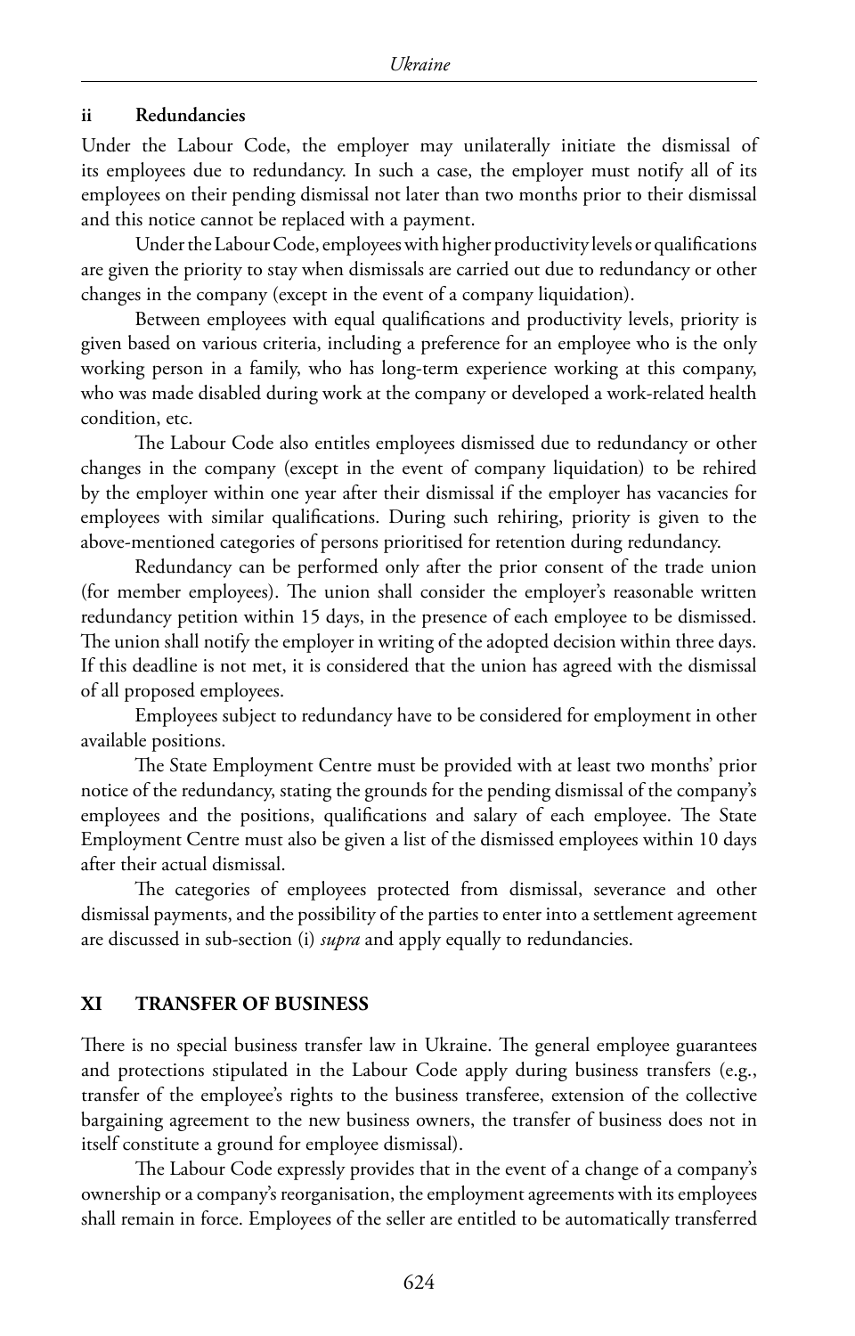### ii Redundancies

Under the Labour Code, the employer may unilaterally initiate the dismissal of its employees due to redundancy. In such a case, the employer must notify all of its employees on their pending dismissal not later than two months prior to their dismissal and this notice cannot be replaced with a payment.

Under the Labour Code, employees with higher productivity levels or qualifications are given the priority to stay when dismissals are carried out due to redundancy or other changes in the company (except in the event of a company liquidation).

Between employees with equal qualifications and productivity levels, priority is given based on various criteria, including a preference for an employee who is the only working person in a family, who has long-term experience working at this company, who was made disabled during work at the company or developed a work-related health condition, etc.

The Labour Code also entitles employees dismissed due to redundancy or other changes in the company (except in the event of company liquidation) to be rehired by the employer within one year after their dismissal if the employer has vacancies for employees with similar qualifications. During such rehiring, priority is given to the above-mentioned categories of persons prioritised for retention during redundancy.

Redundancy can be performed only after the prior consent of the trade union (for member employees). The union shall consider the employer's reasonable written redundancy petition within 15 days, in the presence of each employee to be dismissed. The union shall notify the employer in writing of the adopted decision within three days. If this deadline is not met, it is considered that the union has agreed with the dismissal of all proposed employees.

Employees subject to redundancy have to be considered for employment in other available positions.

The State Employment Centre must be provided with at least two months' prior notice of the redundancy, stating the grounds for the pending dismissal of the company's employees and the positions, qualifications and salary of each employee. The State Employment Centre must also be given a list of the dismissed employees within 10 days after their actual dismissal.

The categories of employees protected from dismissal, severance and other dismissal payments, and the possibility of the parties to enter into a settlement agreement are discussed in sub-section (i) *supra* and apply equally to redundancies.

## XI TRANSFER OF BUSINESS

There is no special business transfer law in Ukraine. The general employee guarantees and protections stipulated in the Labour Code apply during business transfers (e.g., transfer of the employee's rights to the business transferee, extension of the collective bargaining agreement to the new business owners, the transfer of business does not in itself constitute a ground for employee dismissal).

The Labour Code expressly provides that in the event of a change of a company's ownership or a company's reorganisation, the employment agreements with its employees shall remain in force. Employees of the seller are entitled to be automatically transferred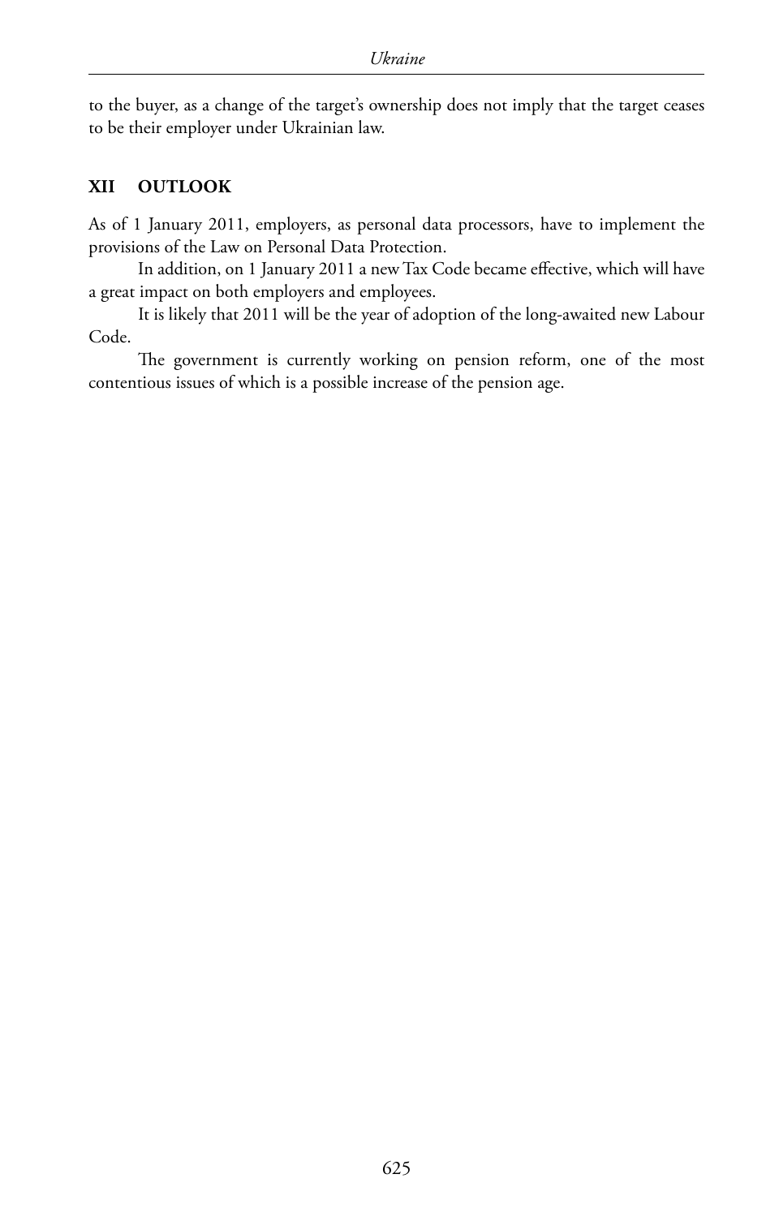to the buyer, as a change of the target's ownership does not imply that the target ceases to be their employer under Ukrainian law.

## XII OUTLOOK

As of 1 January 2011, employers, as personal data processors, have to implement the provisions of the Law on Personal Data Protection.

In addition, on 1 January 2011 a new Tax Code became effective, which will have a great impact on both employers and employees.

It is likely that 2011 will be the year of adoption of the long-awaited new Labour Code.

The government is currently working on pension reform, one of the most contentious issues of which is a possible increase of the pension age.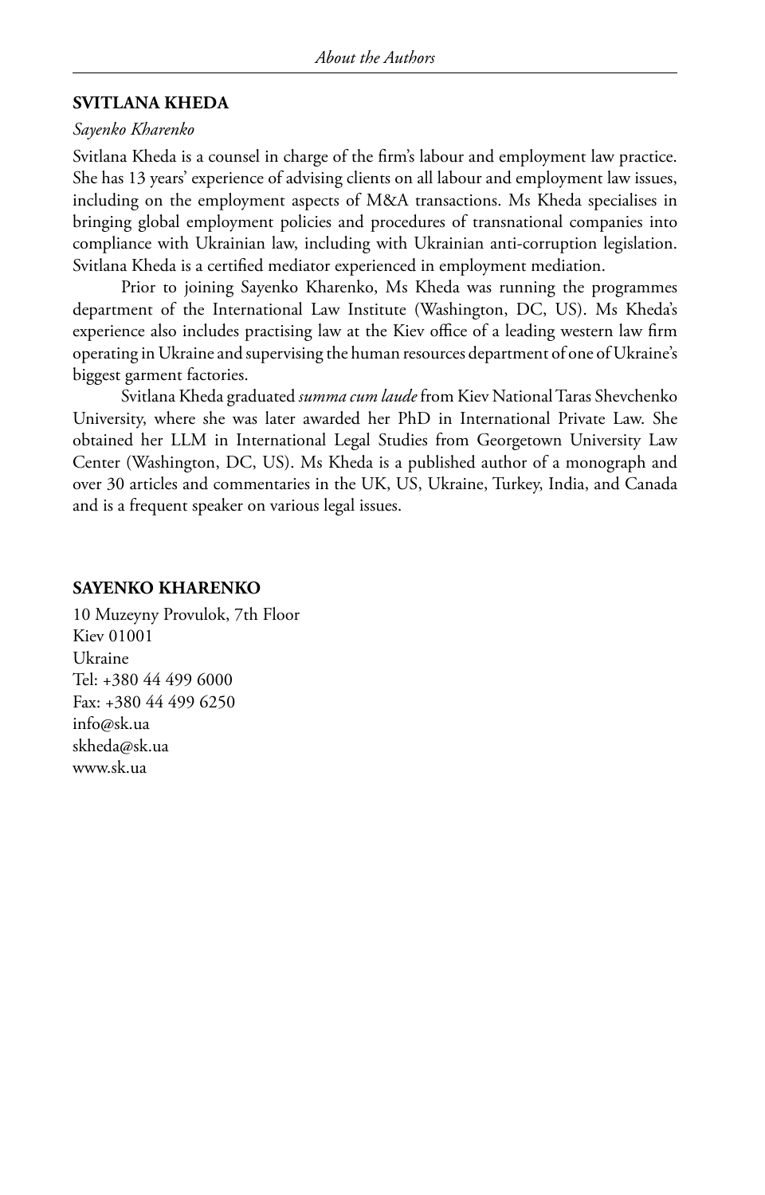**SVITLANA KHEDA**

*Sayenko Kharenko*

Svitlana Kheda is a counsel in charge of the firm's labour and employment law practice. She has 13 years' experience of advising clients on all labour and employment law issues, including on the employment aspects of M&A transactions. Ms Kheda specialises in bringing global employment policies and procedures of transnational companies into compliance with Ukrainian law, including with Ukrainian anti-corruption legislation. Svitlana Kheda is a certified mediator experienced in employment mediation.

Prior to joining Sayenko Kharenko, Ms Kheda was running the programmes department of the International Law Institute (Washington, DC, US). Ms Kheda's experience also includes practising law at the Kiev office of a leading western law firm operating in Ukraine and supervising the human resources department of one of Ukraine's biggest garment factories.

Svitlana Kheda graduated *summa cum laude* from Kiev National Taras Shevchenko University, where she was later awarded her PhD in International Private Law. She obtained her LLM in International Legal Studies from Georgetown University Law Center (Washington, DC, US). Ms Kheda is a published author of a monograph and over 30 articles and commentaries in the UK, US, Ukraine, Turkey, India, and Canada and is a frequent speaker on various legal issues.

**SAYENKO KHARENKO**

10 Muzeyny Provulok, 7th Floor
Kiev 01001
Ukraine
Tel: +380 44 499 6000
Fax: +380 44 499 6250
info@sk.ua
skheda@sk.ua
www.sk.ua